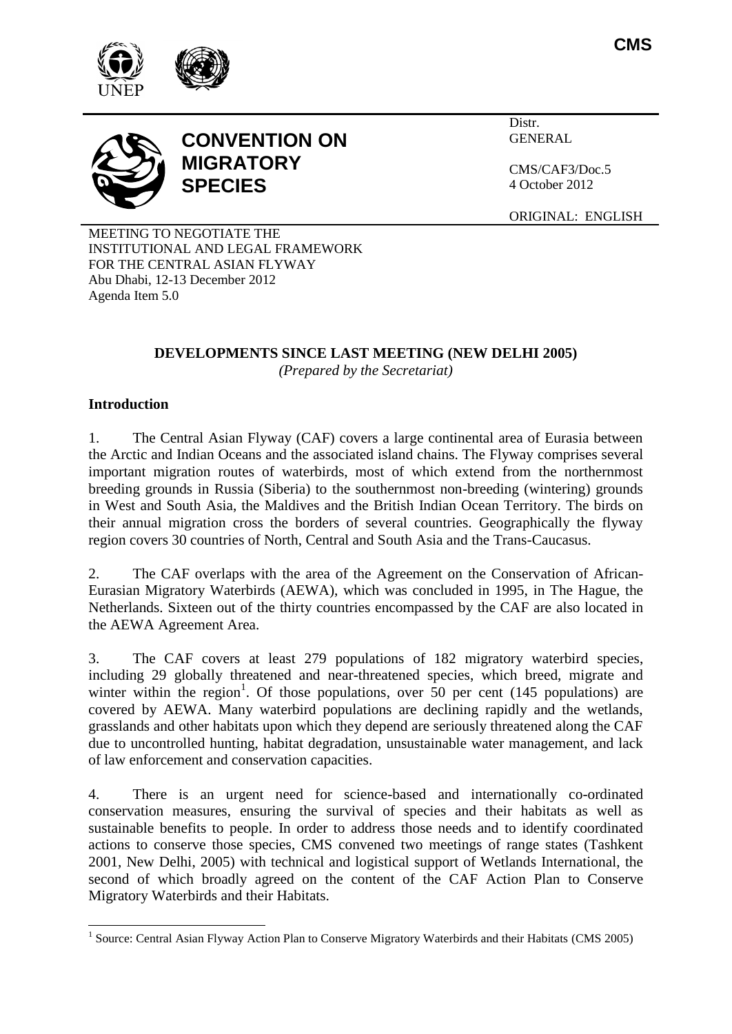CMS

# CONVENTION ON MIGRATORY SPECIES

Distr.
GENERAL

CMS/CAF3/Doc.5
4 October 2012

ORIGINAL: ENGLISH

MEETING TO NEGOTIATE THE
INSTITUTIONAL AND LEGAL FRAMEWORK
FOR THE CENTRAL ASIAN FLYWAY
Abu Dhabi, 12-13 December 2012
Agenda Item 5.0

## DEVELOPMENTS SINCE LAST MEETING (NEW DELHI 2005)

*(Prepared by the Secretariat)*

### Introduction

1. The Central Asian Flyway (CAF) covers a large continental area of Eurasia between the Arctic and Indian Oceans and the associated island chains. The Flyway comprises several important migration routes of waterbirds, most of which extend from the northernmost breeding grounds in Russia (Siberia) to the southernmost non-breeding (wintering) grounds in West and South Asia, the Maldives and the British Indian Ocean Territory. The birds on their annual migration cross the borders of several countries. Geographically the flyway region covers 30 countries of North, Central and South Asia and the Trans-Caucasus.

2. The CAF overlaps with the area of the Agreement on the Conservation of African-Eurasian Migratory Waterbirds (AEWA), which was concluded in 1995, in The Hague, the Netherlands. Sixteen out of the thirty countries encompassed by the CAF are also located in the AEWA Agreement Area.

3. The CAF covers at least 279 populations of 182 migratory waterbird species, including 29 globally threatened and near-threatened species, which breed, migrate and winter within the region[1]. Of those populations, over 50 per cent (145 populations) are covered by AEWA. Many waterbird populations are declining rapidly and the wetlands, grasslands and other habitats upon which they depend are seriously threatened along the CAF due to uncontrolled hunting, habitat degradation, unsustainable water management, and lack of law enforcement and conservation capacities.

4. There is an urgent need for science-based and internationally co-ordinated conservation measures, ensuring the survival of species and their habitats as well as sustainable benefits to people. In order to address those needs and to identify coordinated actions to conserve those species, CMS convened two meetings of range states (Tashkent 2001, New Delhi, 2005) with technical and logistical support of Wetlands International, the second of which broadly agreed on the content of the CAF Action Plan to Conserve Migratory Waterbirds and their Habitats.

[1] Source: Central Asian Flyway Action Plan to Conserve Migratory Waterbirds and their Habitats (CMS 2005)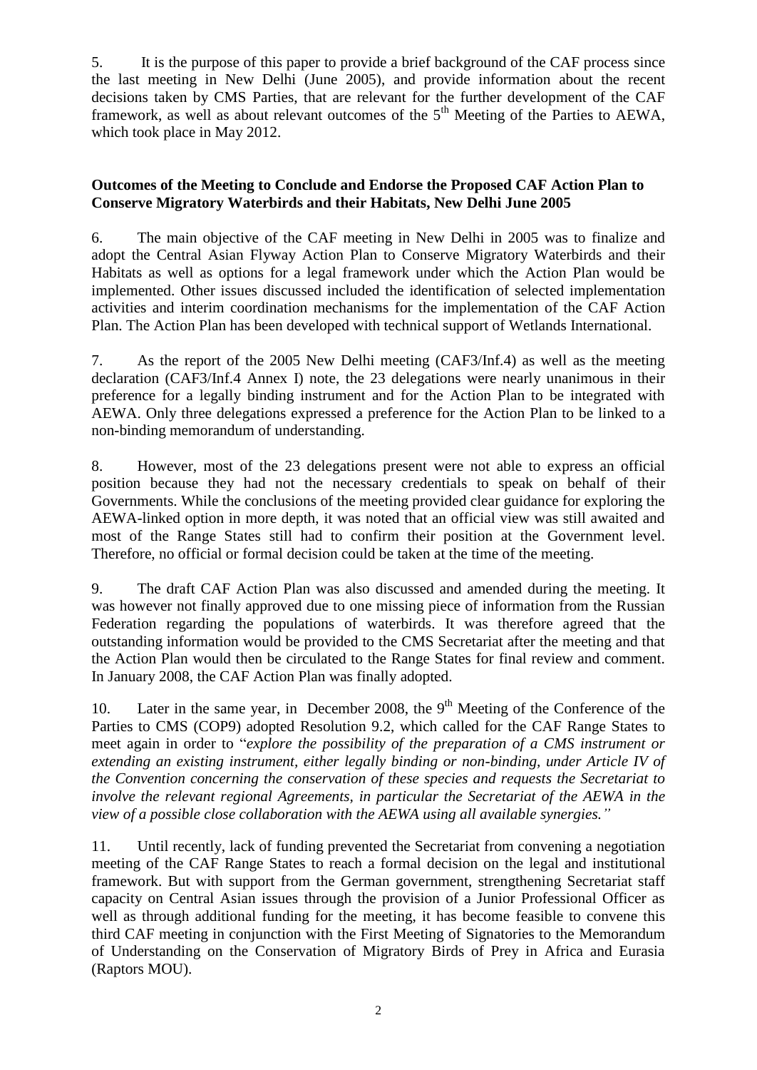5. It is the purpose of this paper to provide a brief background of the CAF process since the last meeting in New Delhi (June 2005), and provide information about the recent decisions taken by CMS Parties, that are relevant for the further development of the CAF framework, as well as about relevant outcomes of the 5th Meeting of the Parties to AEWA, which took place in May 2012.

**Outcomes of the Meeting to Conclude and Endorse the Proposed CAF Action Plan to Conserve Migratory Waterbirds and their Habitats, New Delhi June 2005**

6. The main objective of the CAF meeting in New Delhi in 2005 was to finalize and adopt the Central Asian Flyway Action Plan to Conserve Migratory Waterbirds and their Habitats as well as options for a legal framework under which the Action Plan would be implemented. Other issues discussed included the identification of selected implementation activities and interim coordination mechanisms for the implementation of the CAF Action Plan. The Action Plan has been developed with technical support of Wetlands International.

7. As the report of the 2005 New Delhi meeting (CAF3/Inf.4) as well as the meeting declaration (CAF3/Inf.4 Annex I) note, the 23 delegations were nearly unanimous in their preference for a legally binding instrument and for the Action Plan to be integrated with AEWA. Only three delegations expressed a preference for the Action Plan to be linked to a non-binding memorandum of understanding.

8. However, most of the 23 delegations present were not able to express an official position because they had not the necessary credentials to speak on behalf of their Governments. While the conclusions of the meeting provided clear guidance for exploring the AEWA-linked option in more depth, it was noted that an official view was still awaited and most of the Range States still had to confirm their position at the Government level. Therefore, no official or formal decision could be taken at the time of the meeting.

9. The draft CAF Action Plan was also discussed and amended during the meeting. It was however not finally approved due to one missing piece of information from the Russian Federation regarding the populations of waterbirds. It was therefore agreed that the outstanding information would be provided to the CMS Secretariat after the meeting and that the Action Plan would then be circulated to the Range States for final review and comment. In January 2008, the CAF Action Plan was finally adopted.

10. Later in the same year, in December 2008, the 9th Meeting of the Conference of the Parties to CMS (COP9) adopted Resolution 9.2, which called for the CAF Range States to meet again in order to "*explore the possibility of the preparation of a CMS instrument or extending an existing instrument, either legally binding or non-binding, under Article IV of the Convention concerning the conservation of these species and requests the Secretariat to involve the relevant regional Agreements, in particular the Secretariat of the AEWA in the view of a possible close collaboration with the AEWA using all available synergies.*"

11. Until recently, lack of funding prevented the Secretariat from convening a negotiation meeting of the CAF Range States to reach a formal decision on the legal and institutional framework. But with support from the German government, strengthening Secretariat staff capacity on Central Asian issues through the provision of a Junior Professional Officer as well as through additional funding for the meeting, it has become feasible to convene this third CAF meeting in conjunction with the First Meeting of Signatories to the Memorandum of Understanding on the Conservation of Migratory Birds of Prey in Africa and Eurasia (Raptors MOU).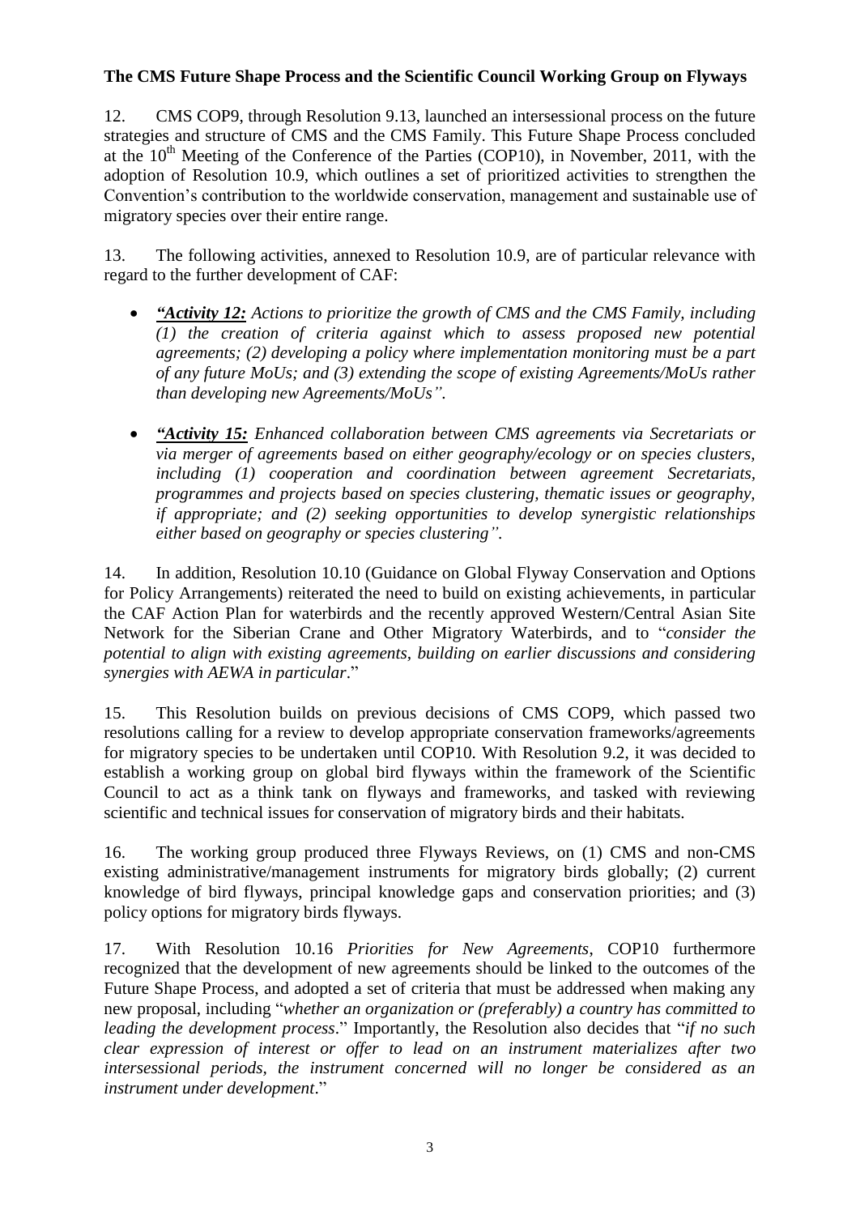**The CMS Future Shape Process and the Scientific Council Working Group on Flyways**

12. CMS COP9, through Resolution 9.13, launched an intersessional process on the future strategies and structure of CMS and the CMS Family. This Future Shape Process concluded at the 10th Meeting of the Conference of the Parties (COP10), in November, 2011, with the adoption of Resolution 10.9, which outlines a set of prioritized activities to strengthen the Convention's contribution to the worldwide conservation, management and sustainable use of migratory species over their entire range.

13. The following activities, annexed to Resolution 10.9, are of particular relevance with regard to the further development of CAF:

- *"__Activity 12:__ Actions to prioritize the growth of CMS and the CMS Family, including (1) the creation of criteria against which to assess proposed new potential agreements; (2) developing a policy where implementation monitoring must be a part of any future MoUs; and (3) extending the scope of existing Agreements/MoUs rather than developing new Agreements/MoUs".*

- *"__Activity 15:__ Enhanced collaboration between CMS agreements via Secretariats or via merger of agreements based on either geography/ecology or on species clusters, including (1) cooperation and coordination between agreement Secretariats, programmes and projects based on species clustering, thematic issues or geography, if appropriate; and (2) seeking opportunities to develop synergistic relationships either based on geography or species clustering".*

14. In addition, Resolution 10.10 (Guidance on Global Flyway Conservation and Options for Policy Arrangements) reiterated the need to build on existing achievements, in particular the CAF Action Plan for waterbirds and the recently approved Western/Central Asian Site Network for the Siberian Crane and Other Migratory Waterbirds, and to "*consider the potential to align with existing agreements, building on earlier discussions and considering synergies with AEWA in particular*."

15. This Resolution builds on previous decisions of CMS COP9, which passed two resolutions calling for a review to develop appropriate conservation frameworks/agreements for migratory species to be undertaken until COP10. With Resolution 9.2, it was decided to establish a working group on global bird flyways within the framework of the Scientific Council to act as a think tank on flyways and frameworks, and tasked with reviewing scientific and technical issues for conservation of migratory birds and their habitats.

16. The working group produced three Flyways Reviews, on (1) CMS and non-CMS existing administrative/management instruments for migratory birds globally; (2) current knowledge of bird flyways, principal knowledge gaps and conservation priorities; and (3) policy options for migratory birds flyways.

17. With Resolution 10.16 *Priorities for New Agreements*, COP10 furthermore recognized that the development of new agreements should be linked to the outcomes of the Future Shape Process, and adopted a set of criteria that must be addressed when making any new proposal, including "*whether an organization or (preferably) a country has committed to leading the development process*." Importantly, the Resolution also decides that "*if no such clear expression of interest or offer to lead on an instrument materializes after two intersessional periods, the instrument concerned will no longer be considered as an instrument under development*."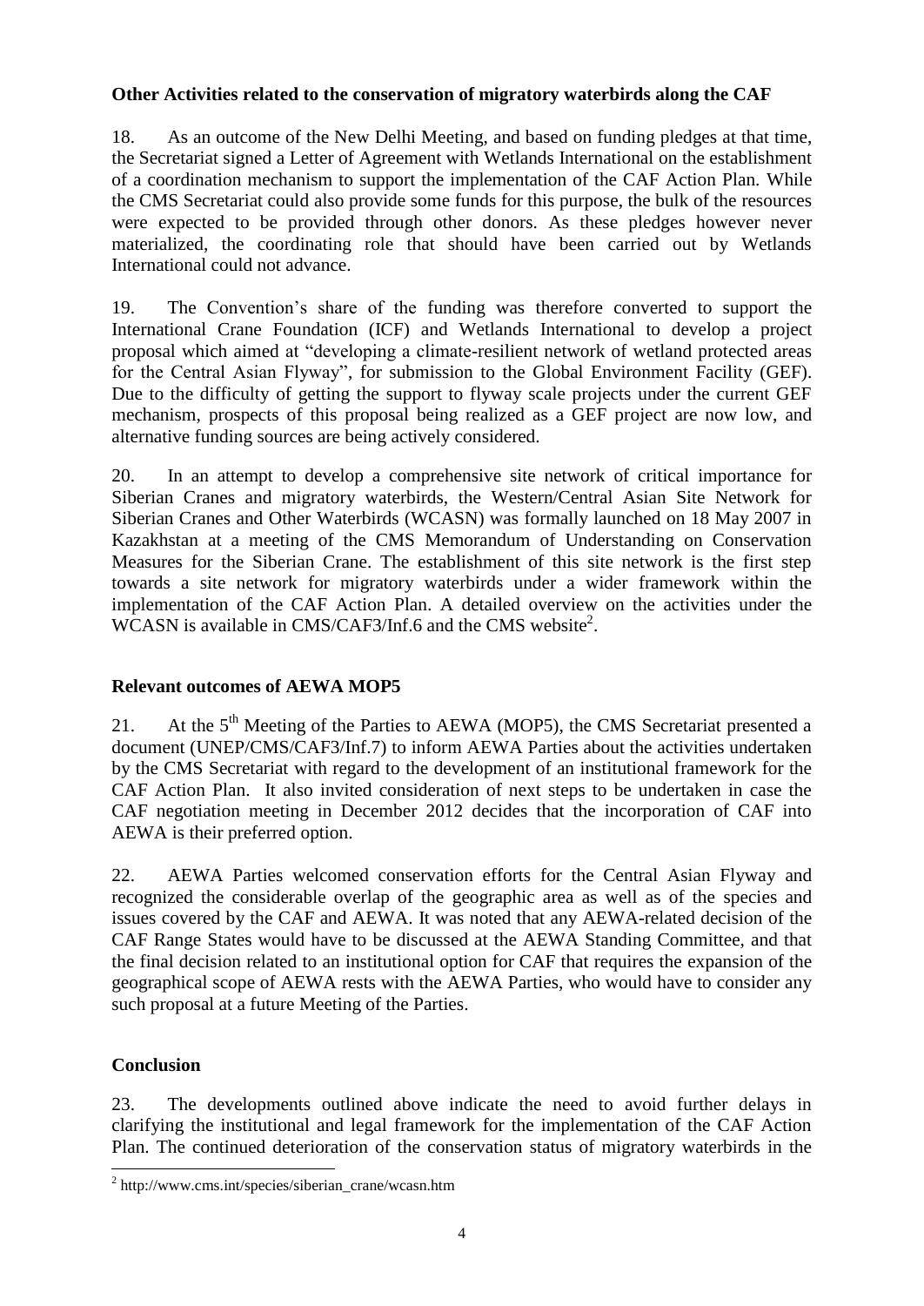**Other Activities related to the conservation of migratory waterbirds along the CAF**

18. As an outcome of the New Delhi Meeting, and based on funding pledges at that time, the Secretariat signed a Letter of Agreement with Wetlands International on the establishment of a coordination mechanism to support the implementation of the CAF Action Plan. While the CMS Secretariat could also provide some funds for this purpose, the bulk of the resources were expected to be provided through other donors. As these pledges however never materialized, the coordinating role that should have been carried out by Wetlands International could not advance.

19. The Convention's share of the funding was therefore converted to support the International Crane Foundation (ICF) and Wetlands International to develop a project proposal which aimed at "developing a climate-resilient network of wetland protected areas for the Central Asian Flyway", for submission to the Global Environment Facility (GEF). Due to the difficulty of getting the support to flyway scale projects under the current GEF mechanism, prospects of this proposal being realized as a GEF project are now low, and alternative funding sources are being actively considered.

20. In an attempt to develop a comprehensive site network of critical importance for Siberian Cranes and migratory waterbirds, the Western/Central Asian Site Network for Siberian Cranes and Other Waterbirds (WCASN) was formally launched on 18 May 2007 in Kazakhstan at a meeting of the CMS Memorandum of Understanding on Conservation Measures for the Siberian Crane. The establishment of this site network is the first step towards a site network for migratory waterbirds under a wider framework within the implementation of the CAF Action Plan. A detailed overview on the activities under the WCASN is available in CMS/CAF3/Inf.6 and the CMS website[2].

**Relevant outcomes of AEWA MOP5**

21. At the 5th Meeting of the Parties to AEWA (MOP5), the CMS Secretariat presented a document (UNEP/CMS/CAF3/Inf.7) to inform AEWA Parties about the activities undertaken by the CMS Secretariat with regard to the development of an institutional framework for the CAF Action Plan. It also invited consideration of next steps to be undertaken in case the CAF negotiation meeting in December 2012 decides that the incorporation of CAF into AEWA is their preferred option.

22. AEWA Parties welcomed conservation efforts for the Central Asian Flyway and recognized the considerable overlap of the geographic area as well as of the species and issues covered by the CAF and AEWA. It was noted that any AEWA-related decision of the CAF Range States would have to be discussed at the AEWA Standing Committee, and that the final decision related to an institutional option for CAF that requires the expansion of the geographical scope of AEWA rests with the AEWA Parties, who would have to consider any such proposal at a future Meeting of the Parties.

**Conclusion**

23. The developments outlined above indicate the need to avoid further delays in clarifying the institutional and legal framework for the implementation of the CAF Action Plan. The continued deterioration of the conservation status of migratory waterbirds in the

[2] http://www.cms.int/species/siberian_crane/wcasn.htm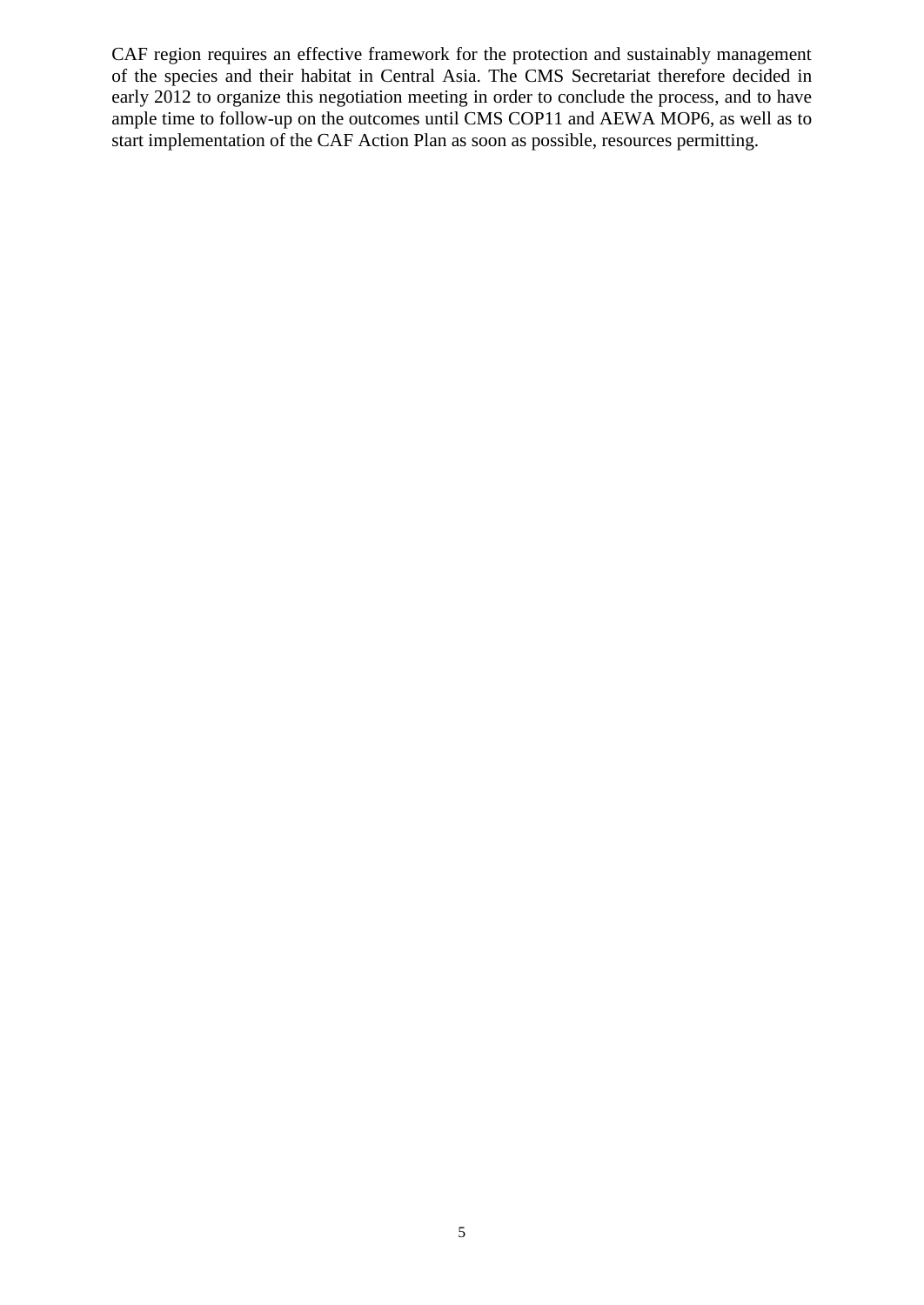CAF region requires an effective framework for the protection and sustainably management of the species and their habitat in Central Asia. The CMS Secretariat therefore decided in early 2012 to organize this negotiation meeting in order to conclude the process, and to have ample time to follow-up on the outcomes until CMS COP11 and AEWA MOP6, as well as to start implementation of the CAF Action Plan as soon as possible, resources permitting.